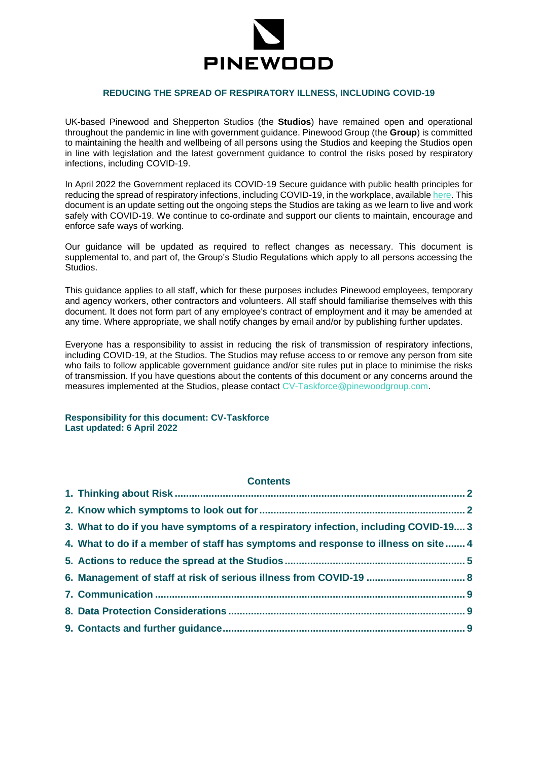PINEWOOD

# REDUCING THE SPREAD OF RESPIRATORY ILLNESS, INCLUDING COVID-19

UK-based Pinewood and Shepperton Studios (the **Studios**) have remained open and operational throughout the pandemic in line with government guidance. Pinewood Group (the **Group**) is committed to maintaining the health and wellbeing of all persons using the Studios and keeping the Studios open in line with legislation and the latest government guidance to control the risks posed by respiratory infections, including COVID-19.

In April 2022 the Government replaced its COVID-19 Secure guidance with public health principles for reducing the spread of respiratory infections, including COVID-19, in the workplace, available here. This document is an update setting out the ongoing steps the Studios are taking as we learn to live and work safely with COVID-19. We continue to co-ordinate and support our clients to maintain, encourage and enforce safe ways of working.

Our guidance will be updated as required to reflect changes as necessary. This document is supplemental to, and part of, the Group's Studio Regulations which apply to all persons accessing the Studios.

This guidance applies to all staff, which for these purposes includes Pinewood employees, temporary and agency workers, other contractors and volunteers. All staff should familiarise themselves with this document. It does not form part of any employee's contract of employment and it may be amended at any time. Where appropriate, we shall notify changes by email and/or by publishing further updates.

Everyone has a responsibility to assist in reducing the risk of transmission of respiratory infections, including COVID-19, at the Studios. The Studios may refuse access to or remove any person from site who fails to follow applicable government guidance and/or site rules put in place to minimise the risks of transmission. If you have questions about the contents of this document or any concerns around the measures implemented at the Studios, please contact CV-Taskforce@pinewoodgroup.com.

**Responsibility for this document: CV-Taskforce**
**Last updated: 6 April 2022**

## Contents

1. Thinking about Risk ........ 2
2. Know which symptoms to look out for ........ 2
3. What to do if you have symptoms of a respiratory infection, including COVID-19 ........ 3
4. What to do if a member of staff has symptoms and response to illness on site ........ 4
5. Actions to reduce the spread at the Studios ........ 5
6. Management of staff at risk of serious illness from COVID-19 ........ 8
7. Communication ........ 9
8. Data Protection Considerations ........ 9
9. Contacts and further guidance ........ 9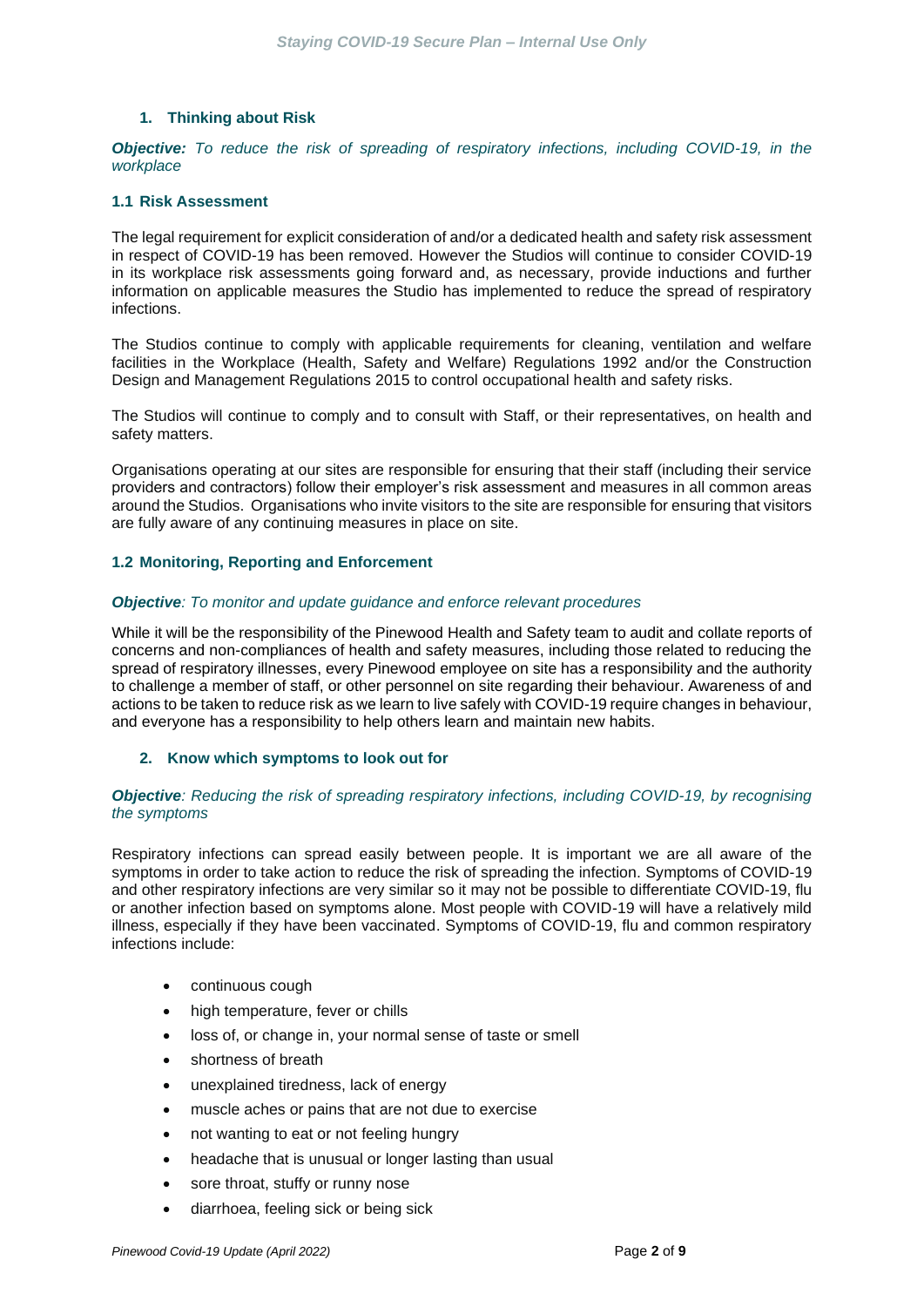## 1. Thinking about Risk

***Objective:*** *To reduce the risk of spreading of respiratory infections, including COVID-19, in the workplace*

### 1.1 Risk Assessment

The legal requirement for explicit consideration of and/or a dedicated health and safety risk assessment in respect of COVID-19 has been removed. However the Studios will continue to consider COVID-19 in its workplace risk assessments going forward and, as necessary, provide inductions and further information on applicable measures the Studio has implemented to reduce the spread of respiratory infections.

The Studios continue to comply with applicable requirements for cleaning, ventilation and welfare facilities in the Workplace (Health, Safety and Welfare) Regulations 1992 and/or the Construction Design and Management Regulations 2015 to control occupational health and safety risks.

The Studios will continue to comply and to consult with Staff, or their representatives, on health and safety matters.

Organisations operating at our sites are responsible for ensuring that their staff (including their service providers and contractors) follow their employer's risk assessment and measures in all common areas around the Studios. Organisations who invite visitors to the site are responsible for ensuring that visitors are fully aware of any continuing measures in place on site.

### 1.2 Monitoring, Reporting and Enforcement

***Objective****: To monitor and update guidance and enforce relevant procedures*

While it will be the responsibility of the Pinewood Health and Safety team to audit and collate reports of concerns and non-compliances of health and safety measures, including those related to reducing the spread of respiratory illnesses, every Pinewood employee on site has a responsibility and the authority to challenge a member of staff, or other personnel on site regarding their behaviour. Awareness of and actions to be taken to reduce risk as we learn to live safely with COVID-19 require changes in behaviour, and everyone has a responsibility to help others learn and maintain new habits.

## 2. Know which symptoms to look out for

***Objective****: Reducing the risk of spreading respiratory infections, including COVID-19, by recognising the symptoms*

Respiratory infections can spread easily between people. It is important we are all aware of the symptoms in order to take action to reduce the risk of spreading the infection. Symptoms of COVID-19 and other respiratory infections are very similar so it may not be possible to differentiate COVID-19, flu or another infection based on symptoms alone. Most people with COVID-19 will have a relatively mild illness, especially if they have been vaccinated. Symptoms of COVID-19, flu and common respiratory infections include:

- continuous cough
- high temperature, fever or chills
- loss of, or change in, your normal sense of taste or smell
- shortness of breath
- unexplained tiredness, lack of energy
- muscle aches or pains that are not due to exercise
- not wanting to eat or not feeling hungry
- headache that is unusual or longer lasting than usual
- sore throat, stuffy or runny nose
- diarrhoea, feeling sick or being sick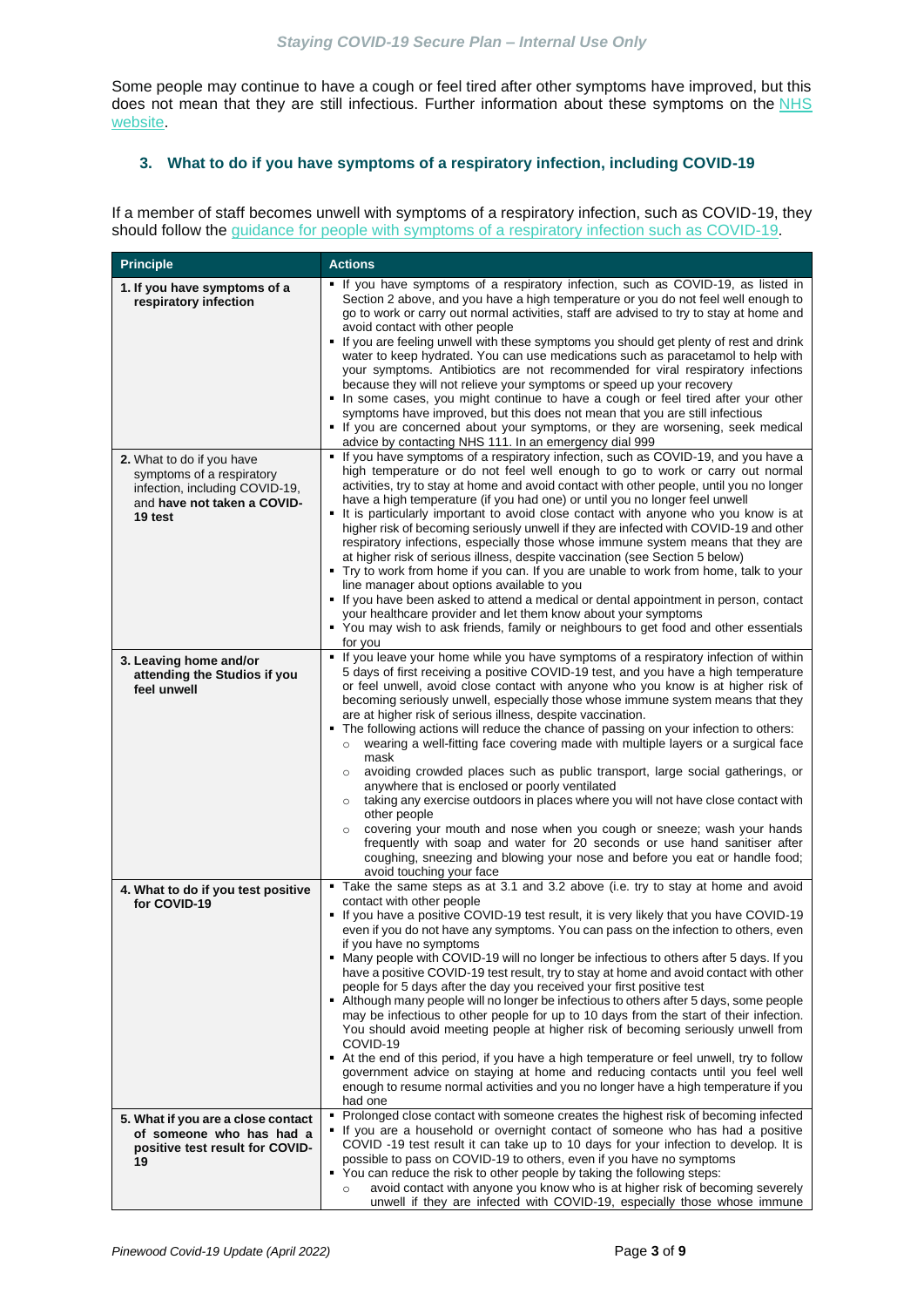Some people may continue to have a cough or feel tired after other symptoms have improved, but this does not mean that they are still infectious. Further information about these symptoms on the [NHS website](NHS website).

### 3. What to do if you have symptoms of a respiratory infection, including COVID-19

If a member of staff becomes unwell with symptoms of a respiratory infection, such as COVID-19, they should follow the [guidance for people with symptoms of a respiratory infection such as COVID-19](guidance for people with symptoms of a respiratory infection such as COVID-19).

| Principle | Actions |
|---|---|
| **1. If you have symptoms of a respiratory infection** | ▪ If you have symptoms of a respiratory infection, such as COVID-19, as listed in Section 2 above, and you have a high temperature or you do not feel well enough to go to work or carry out normal activities, staff are advised to try to stay at home and avoid contact with other people<br>▪ If you are feeling unwell with these symptoms you should get plenty of rest and drink water to keep hydrated. You can use medications such as paracetamol to help with your symptoms. Antibiotics are not recommended for viral respiratory infections because they will not relieve your symptoms or speed up your recovery<br>▪ In some cases, you might continue to have a cough or feel tired after your other symptoms have improved, but this does not mean that you are still infectious<br>▪ If you are concerned about your symptoms, or they are worsening, seek medical advice by contacting NHS 111. In an emergency dial 999 |
| **2.** What to do if you have symptoms of a respiratory infection, including COVID-19, and **have not taken a COVID-19 test** | ▪ If you have symptoms of a respiratory infection, such as COVID-19, and you have a high temperature or do not feel well enough to go to work or carry out normal activities, try to stay at home and avoid contact with other people, until you no longer have a high temperature (if you had one) or until you no longer feel unwell<br>▪ It is particularly important to avoid close contact with anyone who you know is at higher risk of becoming seriously unwell if they are infected with COVID-19 and other respiratory infections, especially those whose immune system means that they are at higher risk of serious illness, despite vaccination (see Section 5 below)<br>▪ Try to work from home if you can. If you are unable to work from home, talk to your line manager about options available to you<br>▪ If you have been asked to attend a medical or dental appointment in person, contact your healthcare provider and let them know about your symptoms<br>▪ You may wish to ask friends, family or neighbours to get food and other essentials for you |
| **3. Leaving home and/or attending the Studios if you feel unwell** | ▪ If you leave your home while you have symptoms of a respiratory infection of within 5 days of first receiving a positive COVID-19 test, and you have a high temperature or feel unwell, avoid close contact with anyone who you know is at higher risk of becoming seriously unwell, especially those whose immune system means that they are at higher risk of serious illness, despite vaccination.<br>▪ The following actions will reduce the chance of passing on your infection to others:<br>  ○ wearing a well-fitting face covering made with multiple layers or a surgical face mask<br>  ○ avoiding crowded places such as public transport, large social gatherings, or anywhere that is enclosed or poorly ventilated<br>  ○ taking any exercise outdoors in places where you will not have close contact with other people<br>  ○ covering your mouth and nose when you cough or sneeze; wash your hands frequently with soap and water for 20 seconds or use hand sanitiser after coughing, sneezing and blowing your nose and before you eat or handle food; avoid touching your face |
| **4. What to do if you test positive for COVID-19** | ▪ Take the same steps as at 3.1 and 3.2 above (i.e. try to stay at home and avoid contact with other people<br>▪ If you have a positive COVID-19 test result, it is very likely that you have COVID-19 even if you do not have any symptoms. You can pass on the infection to others, even if you have no symptoms<br>▪ Many people with COVID-19 will no longer be infectious to others after 5 days. If you have a positive COVID-19 test result, try to stay at home and avoid contact with other people for 5 days after the day you received your first positive test<br>▪ Although many people will no longer be infectious to others after 5 days, some people may be infectious to other people for up to 10 days from the start of their infection. You should avoid meeting people at higher risk of becoming seriously unwell from COVID-19<br>▪ At the end of this period, if you have a high temperature or feel unwell, try to follow government advice on staying at home and reducing contacts until you feel well enough to resume normal activities and you no longer have a high temperature if you had one |
| **5. What if you are a close contact of someone who has had a positive test result for COVID-19** | ▪ Prolonged close contact with someone creates the highest risk of becoming infected<br>▪ If you are a household or overnight contact of someone who has had a positive COVID -19 test result it can take up to 10 days for your infection to develop. It is possible to pass on COVID-19 to others, even if you have no symptoms<br>▪ You can reduce the risk to other people by taking the following steps:<br>  ○ avoid contact with anyone you know who is at higher risk of becoming severely unwell if they are infected with COVID-19, especially those whose immune |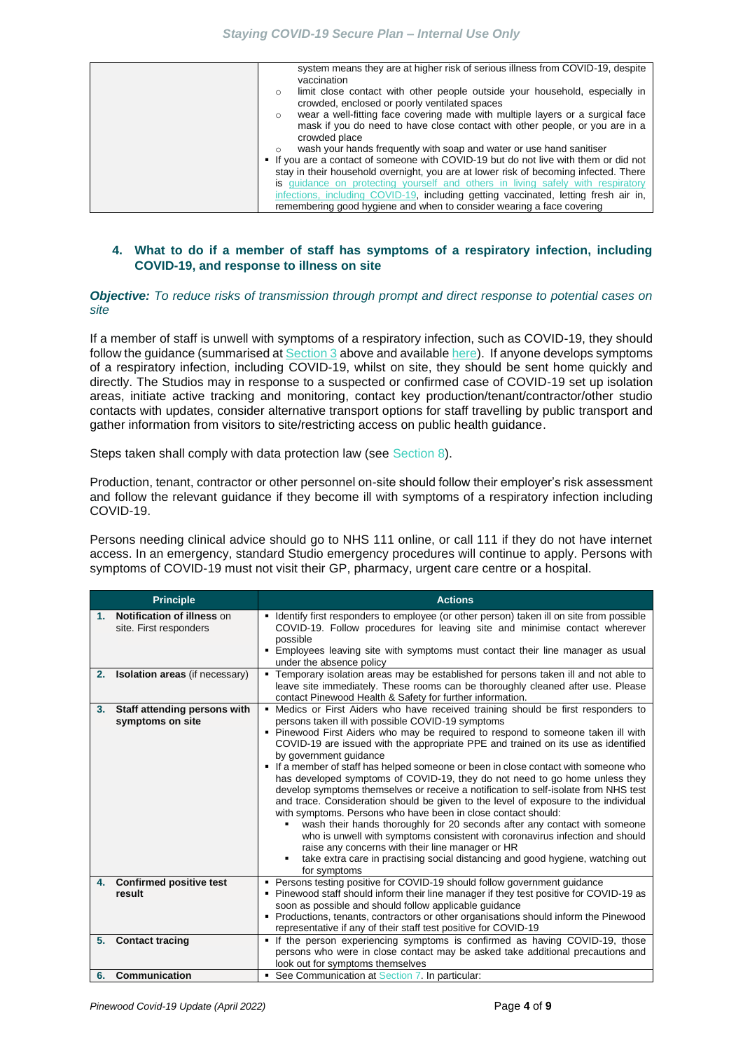| | |
|---|---|
| | system means they are at higher risk of serious illness from COVID-19, despite vaccination<br>○ limit close contact with other people outside your household, especially in crowded, enclosed or poorly ventilated spaces<br>○ wear a well-fitting face covering made with multiple layers or a surgical face mask if you do need to have close contact with other people, or you are in a crowded place<br>○ wash your hands frequently with soap and water or use hand sanitiser<br>▪ If you are a contact of someone with COVID-19 but do not live with them or did not stay in their household overnight, you are at lower risk of becoming infected. There is guidance on protecting yourself and others in living safely with respiratory infections, including COVID-19, including getting vaccinated, letting fresh air in, remembering good hygiene and when to consider wearing a face covering |

#### 4. What to do if a member of staff has symptoms of a respiratory infection, including COVID-19, and response to illness on site

***Objective:*** *To reduce risks of transmission through prompt and direct response to potential cases on site*

If a member of staff is unwell with symptoms of a respiratory infection, such as COVID-19, they should follow the guidance (summarised at Section 3 above and available here). If anyone develops symptoms of a respiratory infection, including COVID-19, whilst on site, they should be sent home quickly and directly. The Studios may in response to a suspected or confirmed case of COVID-19 set up isolation areas, initiate active tracking and monitoring, contact key production/tenant/contractor/other studio contacts with updates, consider alternative transport options for staff travelling by public transport and gather information from visitors to site/restricting access on public health guidance.

Steps taken shall comply with data protection law (see Section 8).

Production, tenant, contractor or other personnel on-site should follow their employer's risk assessment and follow the relevant guidance if they become ill with symptoms of a respiratory infection including COVID-19.

Persons needing clinical advice should go to NHS 111 online, or call 111 if they do not have internet access. In an emergency, standard Studio emergency procedures will continue to apply. Persons with symptoms of COVID-19 must not visit their GP, pharmacy, urgent care centre or a hospital.

| Principle | Actions |
|---|---|
| 1. **Notification of illness** on site. First responders | ▪ Identify first responders to employee (or other person) taken ill on site from possible COVID-19. Follow procedures for leaving site and minimise contact wherever possible<br>▪ Employees leaving site with symptoms must contact their line manager as usual under the absence policy |
| 2. **Isolation areas** (if necessary) | ▪ Temporary isolation areas may be established for persons taken ill and not able to leave site immediately. These rooms can be thoroughly cleaned after use. Please contact Pinewood Health & Safety for further information. |
| 3. **Staff attending persons with symptoms on site** | ▪ Medics or First Aiders who have received training should be first responders to persons taken ill with possible COVID-19 symptoms<br>▪ Pinewood First Aiders who may be required to respond to someone taken ill with COVID-19 are issued with the appropriate PPE and trained on its use as identified by government guidance<br>▪ If a member of staff has helped someone or been in close contact with someone who has developed symptoms of COVID-19, they do not need to go home unless they develop symptoms themselves or receive a notification to self-isolate from NHS test and trace. Consideration should be given to the level of exposure to the individual with symptoms. Persons who have been in close contact should:<br>  ▪ wash their hands thoroughly for 20 seconds after any contact with someone who is unwell with symptoms consistent with coronavirus infection and should raise any concerns with their line manager or HR<br>  ▪ take extra care in practising social distancing and good hygiene, watching out for symptoms |
| 4. **Confirmed positive test result** | ▪ Persons testing positive for COVID-19 should follow government guidance<br>▪ Pinewood staff should inform their line manager if they test positive for COVID-19 as soon as possible and should follow applicable guidance<br>▪ Productions, tenants, contractors or other organisations should inform the Pinewood representative if any of their staff test positive for COVID-19 |
| 5. **Contact tracing** | ▪ If the person experiencing symptoms is confirmed as having COVID-19, those persons who were in close contact may be asked take additional precautions and look out for symptoms themselves |
| 6. **Communication** | ▪ See Communication at Section 7. In particular: |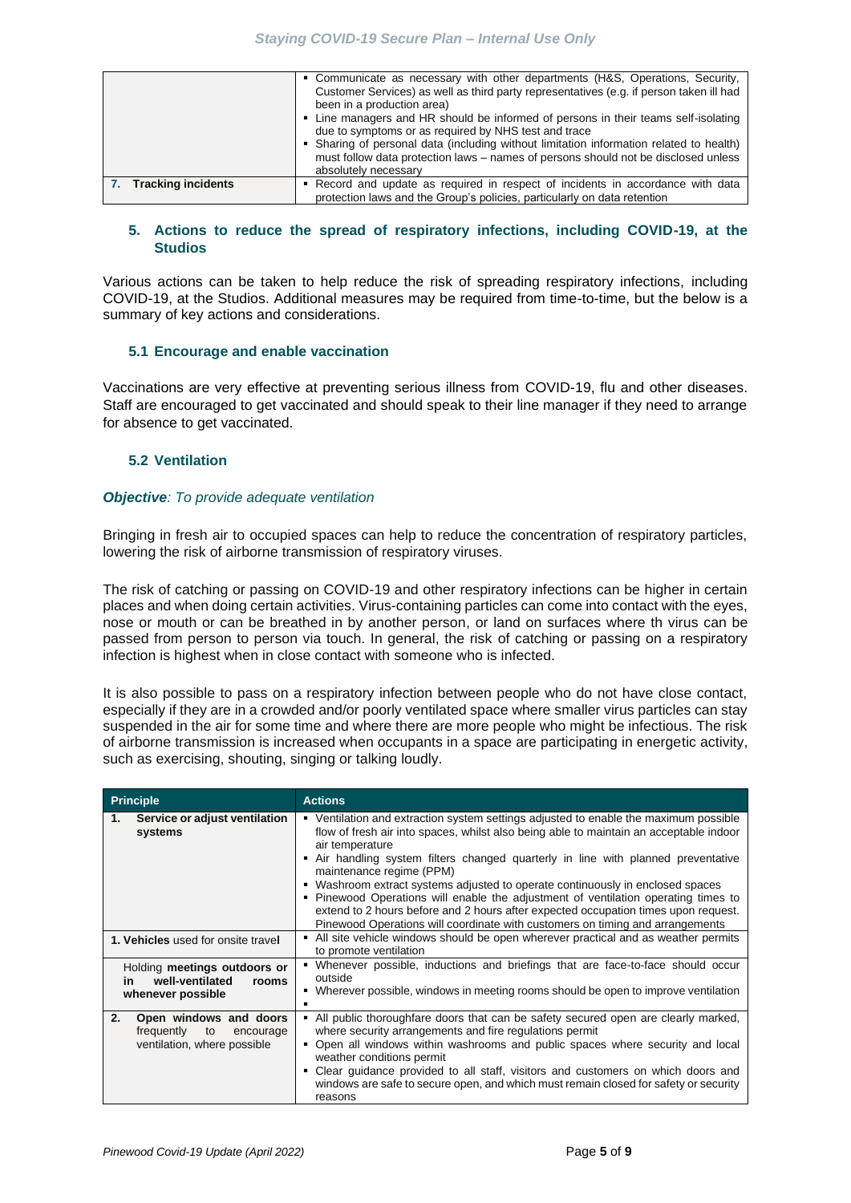| | |
|---|---|
| | ▪ Communicate as necessary with other departments (H&S, Operations, Security, Customer Services) as well as third party representatives (e.g. if person taken ill had been in a production area)<br>▪ Line managers and HR should be informed of persons in their teams self-isolating due to symptoms or as required by NHS test and trace<br>▪ Sharing of personal data (including without limitation information related to health) must follow data protection laws – names of persons should not be disclosed unless absolutely necessary |
| **7. Tracking incidents** | ▪ Record and update as required in respect of incidents in accordance with data protection laws and the Group's policies, particularly on data retention |

## 5. Actions to reduce the spread of respiratory infections, including COVID-19, at the Studios

Various actions can be taken to help reduce the risk of spreading respiratory infections, including COVID-19, at the Studios. Additional measures may be required from time-to-time, but the below is a summary of key actions and considerations.

### 5.1 Encourage and enable vaccination

Vaccinations are very effective at preventing serious illness from COVID-19, flu and other diseases. Staff are encouraged to get vaccinated and should speak to their line manager if they need to arrange for absence to get vaccinated.

### 5.2 Ventilation

***Objective**: To provide adequate ventilation*

Bringing in fresh air to occupied spaces can help to reduce the concentration of respiratory particles, lowering the risk of airborne transmission of respiratory viruses.

The risk of catching or passing on COVID-19 and other respiratory infections can be higher in certain places and when doing certain activities. Virus-containing particles can come into contact with the eyes, nose or mouth or can be breathed in by another person, or land on surfaces where th virus can be passed from person to person via touch. In general, the risk of catching or passing on a respiratory infection is highest when in close contact with someone who is infected.

It is also possible to pass on a respiratory infection between people who do not have close contact, especially if they are in a crowded and/or poorly ventilated space where smaller virus particles can stay suspended in the air for some time and where there are more people who might be infectious. The risk of airborne transmission is increased when occupants in a space are participating in energetic activity, such as exercising, shouting, singing or talking loudly.

| Principle | Actions |
|---|---|
| **1. Service or adjust ventilation systems** | ▪ Ventilation and extraction system settings adjusted to enable the maximum possible flow of fresh air into spaces, whilst also being able to maintain an acceptable indoor air temperature<br>▪ Air handling system filters changed quarterly in line with planned preventative maintenance regime (PPM)<br>▪ Washroom extract systems adjusted to operate continuously in enclosed spaces<br>▪ Pinewood Operations will enable the adjustment of ventilation operating times to extend to 2 hours before and 2 hours after expected occupation times upon request. Pinewood Operations will coordinate with customers on timing and arrangements |
| **1. Vehicles** used for onsite travel | ▪ All site vehicle windows should be open wherever practical and as weather permits to promote ventilation |
| Holding **meetings outdoors or in well-ventilated rooms whenever possible** | ▪ Whenever possible, inductions and briefings that are face-to-face should occur outside<br>▪ Wherever possible, windows in meeting rooms should be open to improve ventilation<br>▪ |
| **2. Open windows and doors** frequently to encourage ventilation, where possible | ▪ All public thoroughfare doors that can be safety secured open are clearly marked, where security arrangements and fire regulations permit<br>▪ Open all windows within washrooms and public spaces where security and local weather conditions permit<br>▪ Clear guidance provided to all staff, visitors and customers on which doors and windows are safe to secure open, and which must remain closed for safety or security reasons |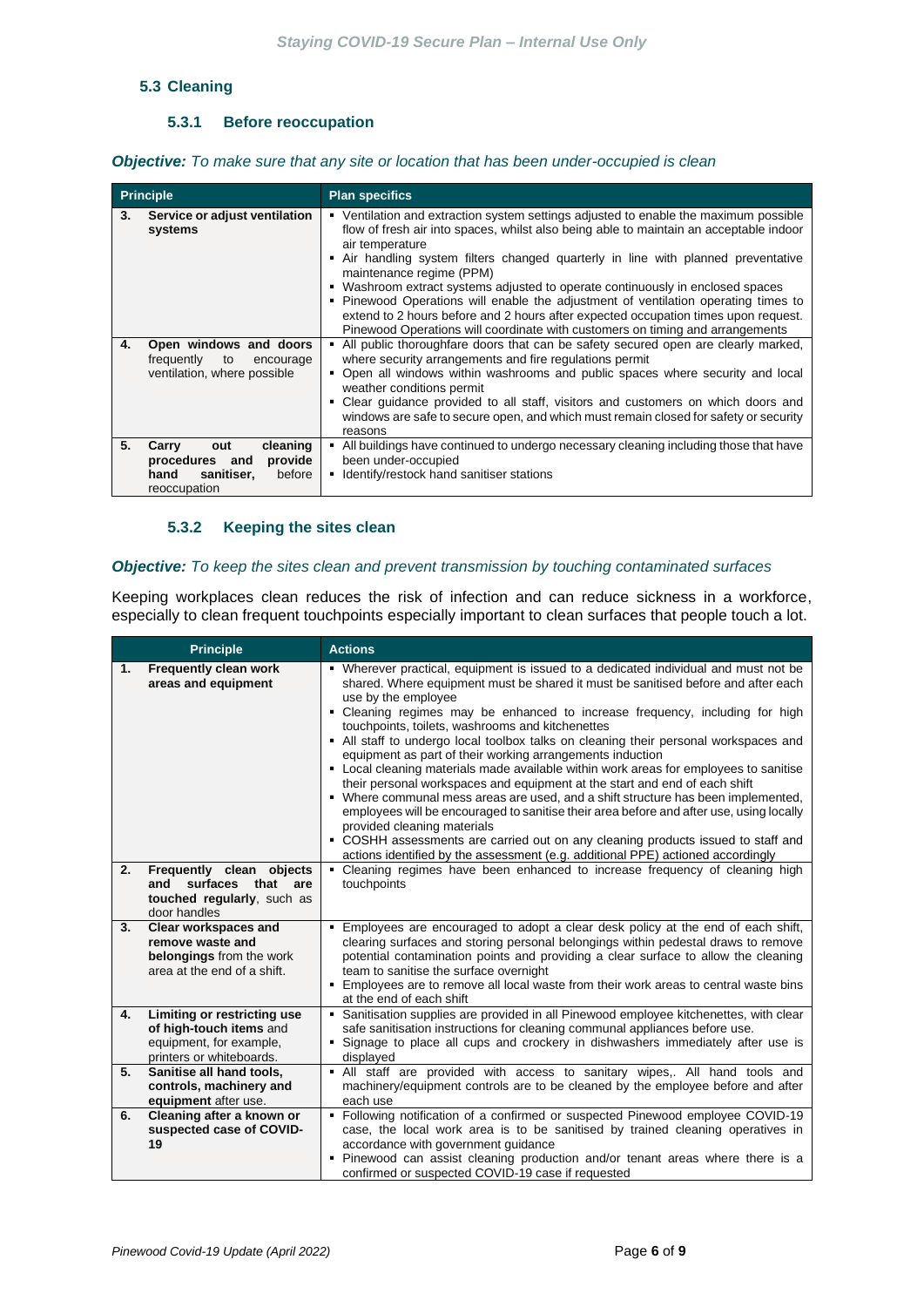## 5.3 Cleaning

### 5.3.1 Before reoccupation

***Objective:*** *To make sure that any site or location that has been under-occupied is clean*

| Principle | Plan specifics |
|---|---|
| **3. Service or adjust ventilation systems** | ▪ Ventilation and extraction system settings adjusted to enable the maximum possible flow of fresh air into spaces, whilst also being able to maintain an acceptable indoor air temperature<br>▪ Air handling system filters changed quarterly in line with planned preventative maintenance regime (PPM)<br>▪ Washroom extract systems adjusted to operate continuously in enclosed spaces<br>▪ Pinewood Operations will enable the adjustment of ventilation operating times to extend to 2 hours before and 2 hours after expected occupation times upon request. Pinewood Operations will coordinate with customers on timing and arrangements |
| **4. Open windows and doors** frequently to encourage ventilation, where possible | ▪ All public thoroughfare doors that can be safety secured open are clearly marked, where security arrangements and fire regulations permit<br>▪ Open all windows within washrooms and public spaces where security and local weather conditions permit<br>▪ Clear guidance provided to all staff, visitors and customers on which doors and windows are safe to secure open, and which must remain closed for safety or security reasons |
| **5. Carry out cleaning procedures and provide hand sanitiser,** before reoccupation | ▪ All buildings have continued to undergo necessary cleaning including those that have been under-occupied<br>▪ Identify/restock hand sanitiser stations |

### 5.3.2 Keeping the sites clean

***Objective:*** *To keep the sites clean and prevent transmission by touching contaminated surfaces*

Keeping workplaces clean reduces the risk of infection and can reduce sickness in a workforce, especially to clean frequent touchpoints especially important to clean surfaces that people touch a lot.

| Principle | Actions |
|---|---|
| **1. Frequently clean work areas and equipment** | ▪ Wherever practical, equipment is issued to a dedicated individual and must not be shared. Where equipment must be shared it must be sanitised before and after each use by the employee<br>▪ Cleaning regimes may be enhanced to increase frequency, including for high touchpoints, toilets, washrooms and kitchenettes<br>▪ All staff to undergo local toolbox talks on cleaning their personal workspaces and equipment as part of their working arrangements induction<br>▪ Local cleaning materials made available within work areas for employees to sanitise their personal workspaces and equipment at the start and end of each shift<br>▪ Where communal mess areas are used, and a shift structure has been implemented, employees will be encouraged to sanitise their area before and after use, using locally provided cleaning materials<br>▪ COSHH assessments are carried out on any cleaning products issued to staff and actions identified by the assessment (e.g. additional PPE) actioned accordingly |
| **2. Frequently clean objects and surfaces that are touched regularly**, such as door handles | ▪ Cleaning regimes have been enhanced to increase frequency of cleaning high touchpoints |
| **3. Clear workspaces and remove waste and belongings** from the work area at the end of a shift. | ▪ Employees are encouraged to adopt a clear desk policy at the end of each shift, clearing surfaces and storing personal belongings within pedestal draws to remove potential contamination points and providing a clear surface to allow the cleaning team to sanitise the surface overnight<br>▪ Employees are to remove all local waste from their work areas to central waste bins at the end of each shift |
| **4. Limiting or restricting use of high-touch items** and equipment, for example, printers or whiteboards. | ▪ Sanitisation supplies are provided in all Pinewood employee kitchenettes, with clear safe sanitisation instructions for cleaning communal appliances before use.<br>▪ Signage to place all cups and crockery in dishwashers immediately after use is displayed |
| **5. Sanitise all hand tools, controls, machinery and equipment** after use. | ▪ All staff are provided with access to sanitary wipes,. All hand tools and machinery/equipment controls are to be cleaned by the employee before and after each use |
| **6. Cleaning after a known or suspected case of COVID-19** | ▪ Following notification of a confirmed or suspected Pinewood employee COVID-19 case, the local work area is to be sanitised by trained cleaning operatives in accordance with government guidance<br>▪ Pinewood can assist cleaning production and/or tenant areas where there is a confirmed or suspected COVID-19 case if requested |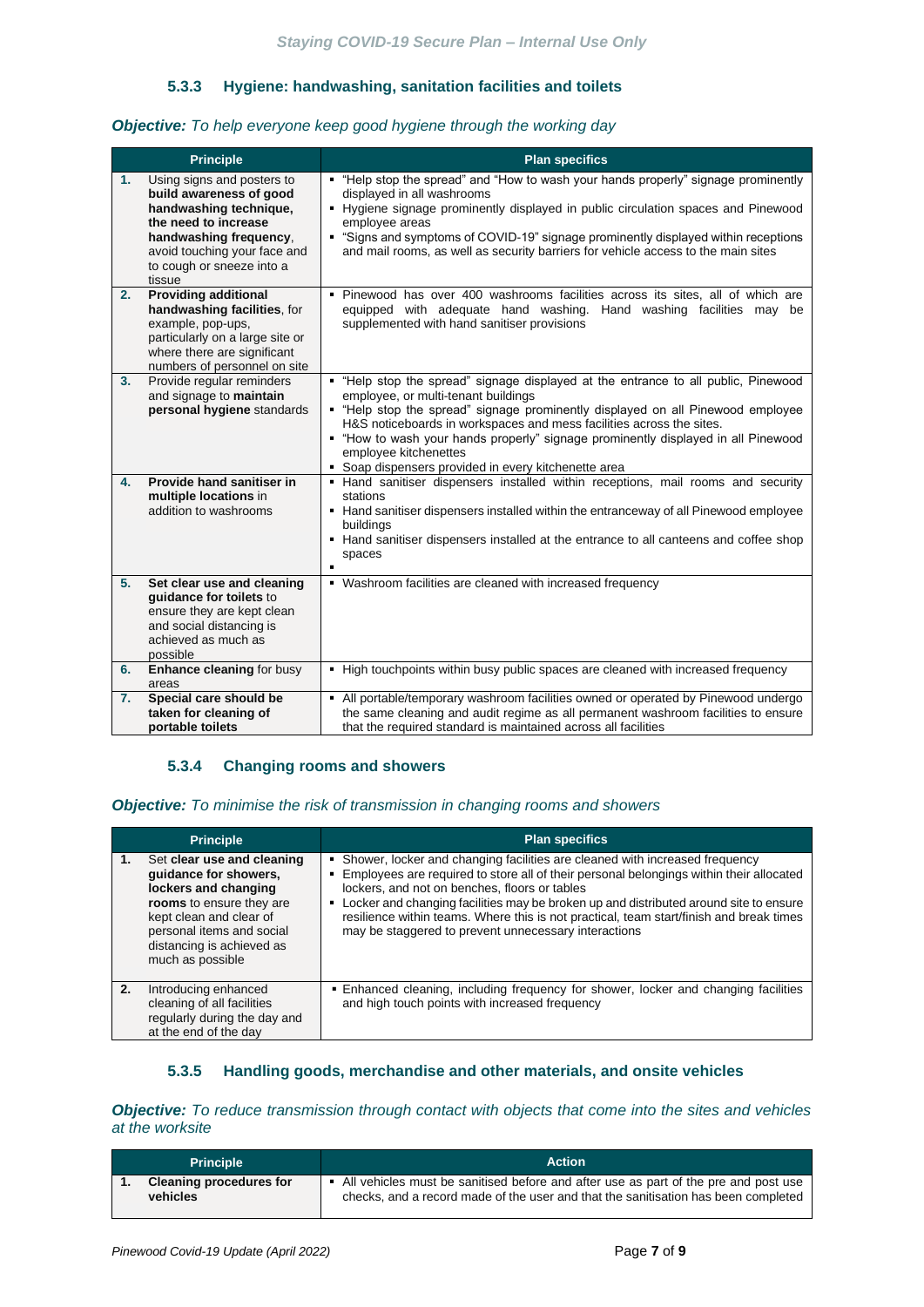### 5.3.3 Hygiene: handwashing, sanitation facilities and toilets

***Objective:*** *To help everyone keep good hygiene through the working day*

| | Principle | Plan specifics |
|---|---|---|
| 1. | Using signs and posters to **build awareness of good handwashing technique, the need to increase handwashing frequency**, avoid touching your face and to cough or sneeze into a tissue | ▪ "Help stop the spread" and "How to wash your hands properly" signage prominently displayed in all washrooms<br>▪ Hygiene signage prominently displayed in public circulation spaces and Pinewood employee areas<br>▪ "Signs and symptoms of COVID-19" signage prominently displayed within receptions and mail rooms, as well as security barriers for vehicle access to the main sites |
| 2. | **Providing additional handwashing facilities**, for example, pop-ups, particularly on a large site or where there are significant numbers of personnel on site | ▪ Pinewood has over 400 washrooms facilities across its sites, all of which are equipped with adequate hand washing. Hand washing facilities may be supplemented with hand sanitiser provisions |
| 3. | Provide regular reminders and signage to **maintain personal hygiene** standards | ▪ "Help stop the spread" signage displayed at the entrance to all public, Pinewood employee, or multi-tenant buildings<br>▪ "Help stop the spread" signage prominently displayed on all Pinewood employee H&S noticeboards in workspaces and mess facilities across the sites.<br>▪ "How to wash your hands properly" signage prominently displayed in all Pinewood employee kitchenettes<br>▪ Soap dispensers provided in every kitchenette area |
| 4. | **Provide hand sanitiser in multiple locations** in addition to washrooms | ▪ Hand sanitiser dispensers installed within receptions, mail rooms and security stations<br>▪ Hand sanitiser dispensers installed within the entranceway of all Pinewood employee buildings<br>▪ Hand sanitiser dispensers installed at the entrance to all canteens and coffee shop spaces<br>▪ |
| 5. | **Set clear use and cleaning guidance for toilets** to ensure they are kept clean and social distancing is achieved as much as possible | ▪ Washroom facilities are cleaned with increased frequency |
| 6. | **Enhance cleaning** for busy areas | ▪ High touchpoints within busy public spaces are cleaned with increased frequency |
| 7. | **Special care should be taken for cleaning of portable toilets** | ▪ All portable/temporary washroom facilities owned or operated by Pinewood undergo the same cleaning and audit regime as all permanent washroom facilities to ensure that the required standard is maintained across all facilities |

### 5.3.4 Changing rooms and showers

***Objective:*** *To minimise the risk of transmission in changing rooms and showers*

| | Principle | Plan specifics |
|---|---|---|
| 1. | Set **clear use and cleaning guidance for showers, lockers and changing rooms** to ensure they are kept clean and clear of personal items and social distancing is achieved as much as possible | ▪ Shower, locker and changing facilities are cleaned with increased frequency<br>▪ Employees are required to store all of their personal belongings within their allocated lockers, and not on benches, floors or tables<br>▪ Locker and changing facilities may be broken up and distributed around site to ensure resilience within teams. Where this is not practical, team start/finish and break times may be staggered to prevent unnecessary interactions |
| 2. | Introducing enhanced cleaning of all facilities regularly during the day and at the end of the day | ▪ Enhanced cleaning, including frequency for shower, locker and changing facilities and high touch points with increased frequency |

### 5.3.5 Handling goods, merchandise and other materials, and onsite vehicles

***Objective:*** *To reduce transmission through contact with objects that come into the sites and vehicles at the worksite*

| | Principle | Action |
|---|---|---|
| 1. | **Cleaning procedures for vehicles** | ▪ All vehicles must be sanitised before and after use as part of the pre and post use checks, and a record made of the user and that the sanitisation has been completed |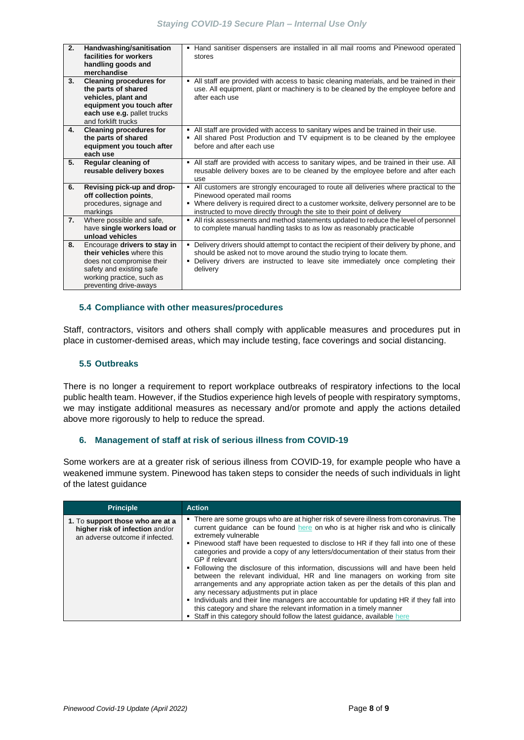| | | |
|---|---|---|
| **2.** | **Handwashing/sanitisation facilities for workers handling goods and merchandise** | ▪ Hand sanitiser dispensers are installed in all mail rooms and Pinewood operated stores |
| **3.** | **Cleaning procedures for the parts of shared vehicles, plant and equipment you touch after each use e.g.** pallet trucks and forklift trucks | ▪ All staff are provided with access to basic cleaning materials, and be trained in their use. All equipment, plant or machinery is to be cleaned by the employee before and after each use |
| **4.** | **Cleaning procedures for the parts of shared equipment you touch after each use** | ▪ All staff are provided with access to sanitary wipes and be trained in their use.<br>▪ All shared Post Production and TV equipment is to be cleaned by the employee before and after each use |
| **5.** | **Regular cleaning of reusable delivery boxes** | ▪ All staff are provided with access to sanitary wipes, and be trained in their use. All reusable delivery boxes are to be cleaned by the employee before and after each use |
| **6.** | **Revising pick-up and drop-off collection points**, procedures, signage and markings | ▪ All customers are strongly encouraged to route all deliveries where practical to the Pinewood operated mail rooms<br>▪ Where delivery is required direct to a customer worksite, delivery personnel are to be instructed to move directly through the site to their point of delivery |
| **7.** | Where possible and safe, have **single workers load or unload vehicles** | ▪ All risk assessments and method statements updated to reduce the level of personnel to complete manual handling tasks to as low as reasonably practicable |
| **8.** | Encourage **drivers to stay in their vehicles** where this does not compromise their safety and existing safe working practice, such as preventing drive-aways | ▪ Delivery drivers should attempt to contact the recipient of their delivery by phone, and should be asked not to move around the studio trying to locate them.<br>▪ Delivery drivers are instructed to leave site immediately once completing their delivery |

### 5.4 Compliance with other measures/procedures

Staff, contractors, visitors and others shall comply with applicable measures and procedures put in place in customer-demised areas, which may include testing, face coverings and social distancing.

### 5.5 Outbreaks

There is no longer a requirement to report workplace outbreaks of respiratory infections to the local public health team. However, if the Studios experience high levels of people with respiratory symptoms, we may instigate additional measures as necessary and/or promote and apply the actions detailed above more rigorously to help to reduce the spread.

## 6. Management of staff at risk of serious illness from COVID-19

Some workers are at a greater risk of serious illness from COVID-19, for example people who have a weakened immune system. Pinewood has taken steps to consider the needs of such individuals in light of the latest guidance

| Principle | Action |
|---|---|
| 1. To **support those who are at a higher risk of infection** and/or an adverse outcome if infected. | ▪ There are some groups who are at higher risk of severe illness from coronavirus. The current guidance can be found here on who is at higher risk and who is clinically extremely vulnerable<br>▪ Pinewood staff have been requested to disclose to HR if they fall into one of these categories and provide a copy of any letters/documentation of their status from their GP if relevant<br>▪ Following the disclosure of this information, discussions will and have been held between the relevant individual, HR and line managers on working from site arrangements and any appropriate action taken as per the details of this plan and any necessary adjustments put in place<br>▪ Individuals and their line managers are accountable for updating HR if they fall into this category and share the relevant information in a timely manner<br>▪ Staff in this category should follow the latest guidance, available here |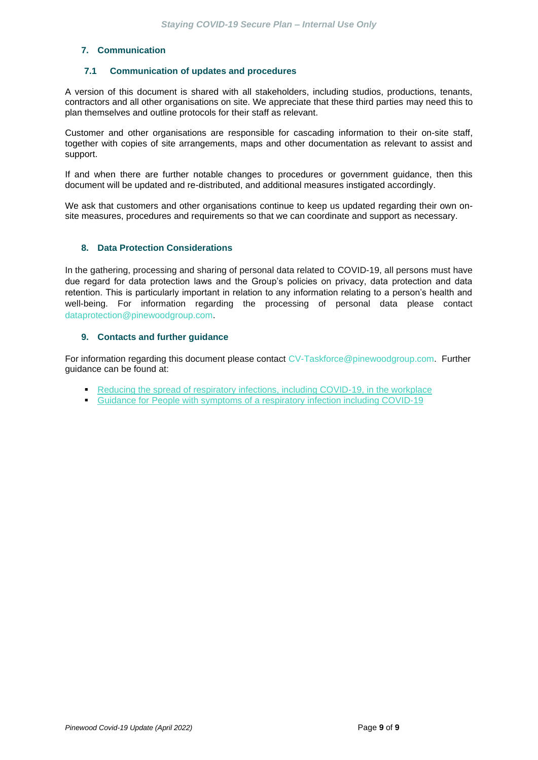## 7. Communication

### 7.1 Communication of updates and procedures

A version of this document is shared with all stakeholders, including studios, productions, tenants, contractors and all other organisations on site. We appreciate that these third parties may need this to plan themselves and outline protocols for their staff as relevant.

Customer and other organisations are responsible for cascading information to their on-site staff, together with copies of site arrangements, maps and other documentation as relevant to assist and support.

If and when there are further notable changes to procedures or government guidance, then this document will be updated and re-distributed, and additional measures instigated accordingly.

We ask that customers and other organisations continue to keep us updated regarding their own on-site measures, procedures and requirements so that we can coordinate and support as necessary.

## 8. Data Protection Considerations

In the gathering, processing and sharing of personal data related to COVID-19, all persons must have due regard for data protection laws and the Group's policies on privacy, data protection and data retention. This is particularly important in relation to any information relating to a person's health and well-being. For information regarding the processing of personal data please contact dataprotection@pinewoodgroup.com.

## 9. Contacts and further guidance

For information regarding this document please contact CV-Taskforce@pinewoodgroup.com. Further guidance can be found at:

- Reducing the spread of respiratory infections, including COVID-19, in the workplace
- Guidance for People with symptoms of a respiratory infection including COVID-19